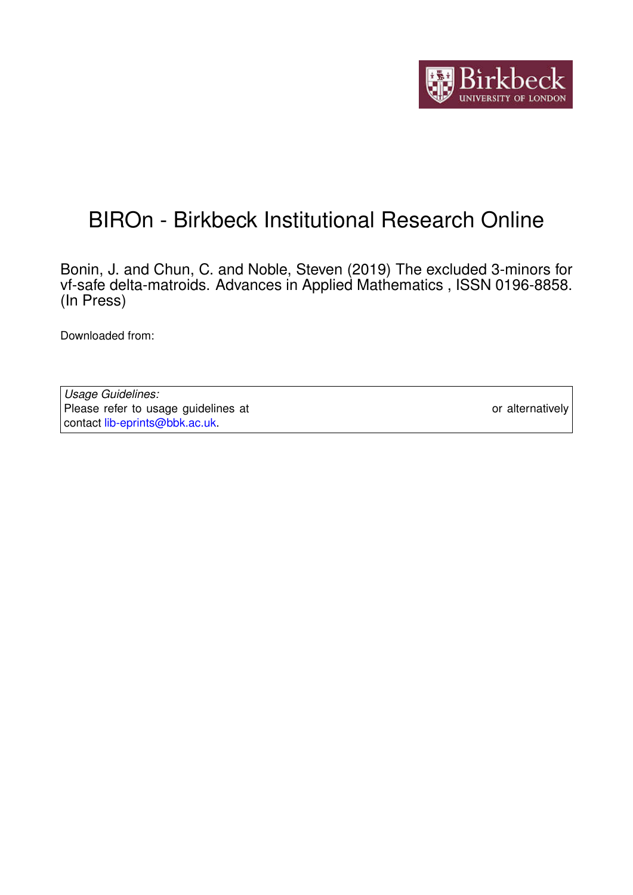# BIROn - Birkbeck Institutional Research Online

Bonin, J. and Chun, C. and Noble, Steven (2019) The excluded 3-minors for vf-safe delta-matroids. Advances in Applied Mathematics , ISSN 0196-8858. (In Press)

Downloaded from:

*Usage Guidelines:*
Please refer to usage guidelines at or alternatively contact lib-eprints@bbk.ac.uk.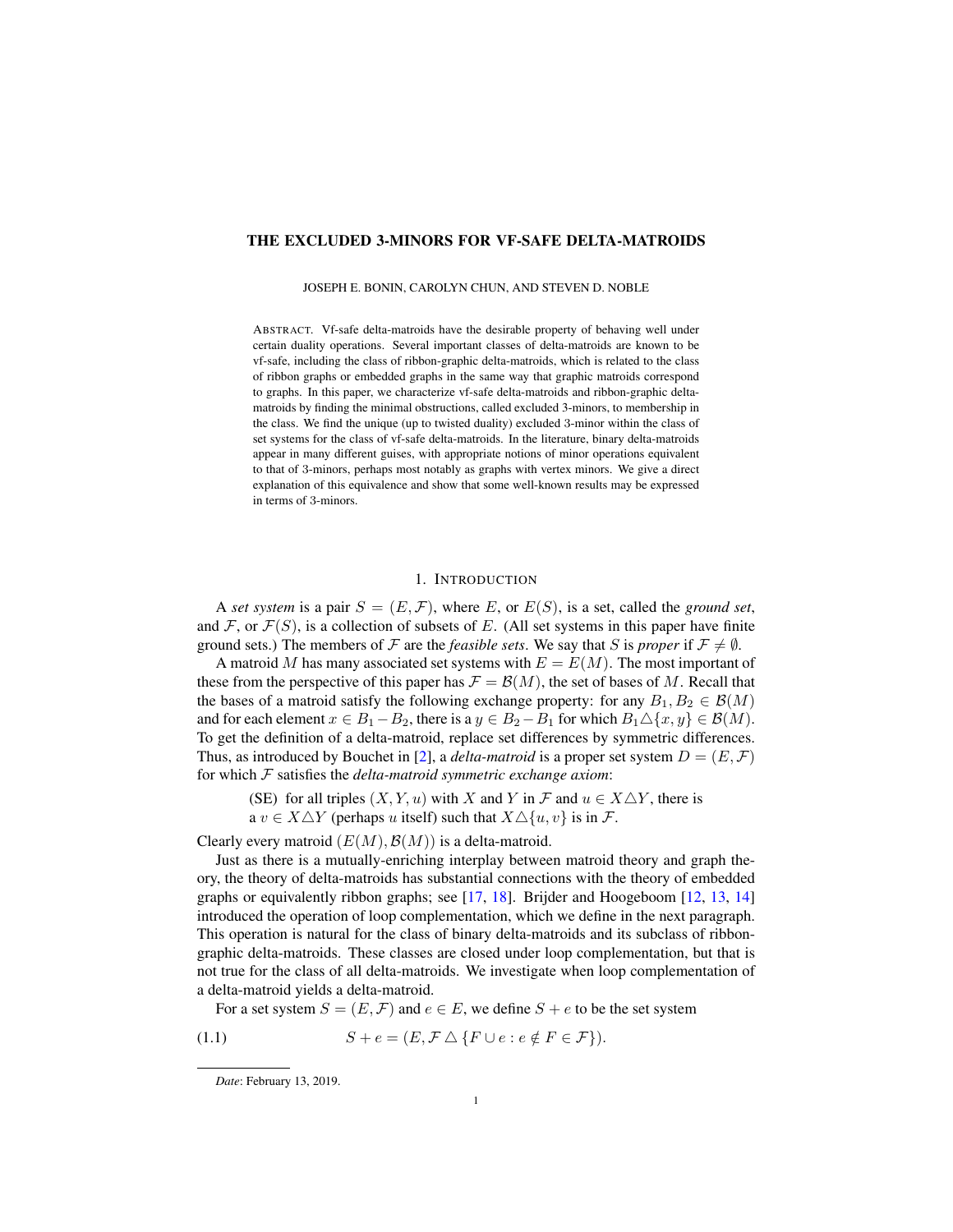# THE EXCLUDED 3-MINORS FOR VF-SAFE DELTA-MATROIDS

JOSEPH E. BONIN, CAROLYN CHUN, AND STEVEN D. NOBLE

ABSTRACT. Vf-safe delta-matroids have the desirable property of behaving well under certain duality operations. Several important classes of delta-matroids are known to be vf-safe, including the class of ribbon-graphic delta-matroids, which is related to the class of ribbon graphs or embedded graphs in the same way that graphic matroids correspond to graphs. In this paper, we characterize vf-safe delta-matroids and ribbon-graphic delta-matroids by finding the minimal obstructions, called excluded 3-minors, to membership in the class. We find the unique (up to twisted duality) excluded 3-minor within the class of set systems for the class of vf-safe delta-matroids. In the literature, binary delta-matroids appear in many different guises, with appropriate notions of minor operations equivalent to that of 3-minors, perhaps most notably as graphs with vertex minors. We give a direct explanation of this equivalence and show that some well-known results may be expressed in terms of 3-minors.

## 1. INTRODUCTION

A *set system* is a pair $S = (E, \mathcal{F})$, where $E$, or $E(S)$, is a set, called the *ground set*, and $\mathcal{F}$, or $\mathcal{F}(S)$, is a collection of subsets of $E$. (All set systems in this paper have finite ground sets.) The members of $\mathcal{F}$ are the *feasible sets*. We say that $S$ is *proper* if $\mathcal{F} \neq \emptyset$.

A matroid $M$ has many associated set systems with $E = E(M)$. The most important of these from the perspective of this paper has $\mathcal{F} = \mathcal{B}(M)$, the set of bases of $M$. Recall that the bases of a matroid satisfy the following exchange property: for any $B_1, B_2 \in \mathcal{B}(M)$ and for each element $x \in B_1 - B_2$, there is a $y \in B_2 - B_1$ for which $B_1 \triangle \{x, y\} \in \mathcal{B}(M)$. To get the definition of a delta-matroid, replace set differences by symmetric differences. Thus, as introduced by Bouchet in [2], a *delta-matroid* is a proper set system $D = (E, \mathcal{F})$ for which $\mathcal{F}$ satisfies the *delta-matroid symmetric exchange axiom*:

(SE) for all triples $(X, Y, u)$ with $X$ and $Y$ in $\mathcal{F}$ and $u \in X \triangle Y$, there is a $v \in X \triangle Y$ (perhaps $u$ itself) such that $X \triangle \{u, v\}$ is in $\mathcal{F}$.

Clearly every matroid $(E(M), \mathcal{B}(M))$ is a delta-matroid.

Just as there is a mutually-enriching interplay between matroid theory and graph theory, the theory of delta-matroids has substantial connections with the theory of embedded graphs or equivalently ribbon graphs; see [17, 18]. Brijder and Hoogeboom [12, 13, 14] introduced the operation of loop complementation, which we define in the next paragraph. This operation is natural for the class of binary delta-matroids and its subclass of ribbon-graphic delta-matroids. These classes are closed under loop complementation, but that is not true for the class of all delta-matroids. We investigate when loop complementation of a delta-matroid yields a delta-matroid.

For a set system $S = (E, \mathcal{F})$ and $e \in E$, we define $S + e$ to be the set system

$$S + e = (E, \mathcal{F} \triangle \{F \cup e : e \notin F \in \mathcal{F}\}). \tag{1.1}$$

---

*Date*: February 13, 2019.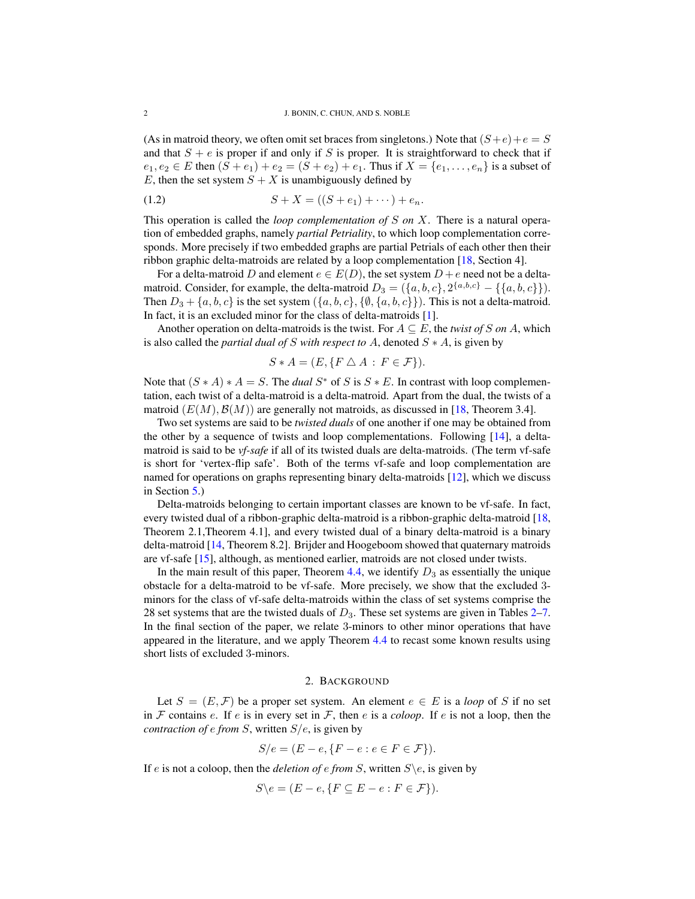(As in matroid theory, we often omit set braces from singletons.) Note that $(S+e)+e = S$ and that $S+e$ is proper if and only if $S$ is proper. It is straightforward to check that if $e_1, e_2 \in E$ then $(S+e_1)+e_2 = (S+e_2)+e_1$. Thus if $X = \{e_1, \ldots, e_n\}$ is a subset of $E$, then the set system $S + X$ is unambiguously defined by

$$S + X = ((S + e_1) + \cdots) + e_n. \tag{1.2}$$

This operation is called the *loop complementation of $S$ on $X$*. There is a natural operation of embedded graphs, namely *partial Petriality*, to which loop complementation corresponds. More precisely if two embedded graphs are partial Petrials of each other then their ribbon graphic delta-matroids are related by a loop complementation [18, Section 4].

For a delta-matroid $D$ and element $e \in E(D)$, the set system $D + e$ need not be a delta-matroid. Consider, for example, the delta-matroid $D_3 = (\{a, b, c\}, 2^{\{a,b,c\}} - \{\{a, b, c\}\})$. Then $D_3 + \{a, b, c\}$ is the set system $(\{a, b, c\}, \{\emptyset, \{a, b, c\}\})$. This is not a delta-matroid. In fact, it is an excluded minor for the class of delta-matroids [1].

Another operation on delta-matroids is the twist. For $A \subseteq E$, the *twist of $S$ on $A$*, which is also called the *partial dual of $S$ with respect to $A$*, denoted $S * A$, is given by

$$S * A = (E, \{F \triangle A \,:\, F \in \mathcal{F}\}).$$

Note that $(S * A) * A = S$. The *dual* $S^*$ of $S$ is $S * E$. In contrast with loop complementation, each twist of a delta-matroid is a delta-matroid. Apart from the dual, the twists of a matroid $(E(M), \mathcal{B}(M))$ are generally not matroids, as discussed in [18, Theorem 3.4].

Two set systems are said to be *twisted duals* of one another if one may be obtained from the other by a sequence of twists and loop complementations. Following [14], a delta-matroid is said to be *vf-safe* if all of its twisted duals are delta-matroids. (The term vf-safe is short for 'vertex-flip safe'. Both of the terms vf-safe and loop complementation are named for operations on graphs representing binary delta-matroids [12], which we discuss in Section 5.)

Delta-matroids belonging to certain important classes are known to be vf-safe. In fact, every twisted dual of a ribbon-graphic delta-matroid is a ribbon-graphic delta-matroid [18, Theorem 2.1,Theorem 4.1], and every twisted dual of a binary delta-matroid is a binary delta-matroid [14, Theorem 8.2]. Brijder and Hoogeboom showed that quaternary matroids are vf-safe [15], although, as mentioned earlier, matroids are not closed under twists.

In the main result of this paper, Theorem 4.4, we identify $D_3$ as essentially the unique obstacle for a delta-matroid to be vf-safe. More precisely, we show that the excluded 3-minors for the class of vf-safe delta-matroids within the class of set systems comprise the 28 set systems that are the twisted duals of $D_3$. These set systems are given in Tables 2–7. In the final section of the paper, we relate 3-minors to other minor operations that have appeared in the literature, and we apply Theorem 4.4 to recast some known results using short lists of excluded 3-minors.

## 2. Background

Let $S = (E, \mathcal{F})$ be a proper set system. An element $e \in E$ is a *loop* of $S$ if no set in $\mathcal{F}$ contains $e$. If $e$ is in every set in $\mathcal{F}$, then $e$ is a *coloop*. If $e$ is not a loop, then the *contraction of $e$ from $S$*, written $S/e$, is given by

$$S/e = (E - e, \{F - e : e \in F \in \mathcal{F}\}).$$

If $e$ is not a coloop, then the *deletion of $e$ from $S$*, written $S \backslash e$, is given by

$$S\backslash e = (E - e, \{F \subseteq E - e : F \in \mathcal{F}\}).$$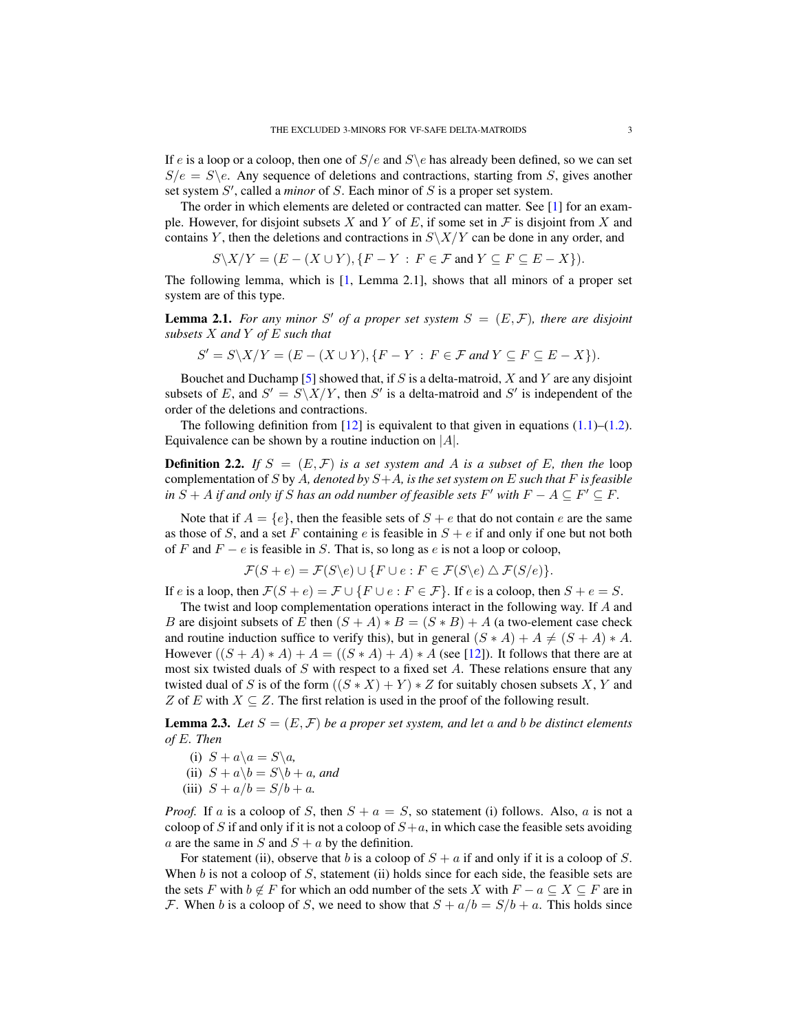If $e$ is a loop or a coloop, then one of $S/e$ and $S\backslash e$ has already been defined, so we can set $S/e = S\backslash e$. Any sequence of deletions and contractions, starting from $S$, gives another set system $S'$, called a *minor* of $S$. Each minor of $S$ is a proper set system.

The order in which elements are deleted or contracted can matter. See [1] for an example. However, for disjoint subsets $X$ and $Y$ of $E$, if some set in $\mathcal{F}$ is disjoint from $X$ and contains $Y$, then the deletions and contractions in $S\backslash X/Y$ can be done in any order, and

$$S\backslash X/Y = (E - (X \cup Y), \{F - Y \,:\, F \in \mathcal{F} \text{ and } Y \subseteq F \subseteq E - X\}).$$

The following lemma, which is [1, Lemma 2.1], shows that all minors of a proper set system are of this type.

**Lemma 2.1.** *For any minor $S'$ of a proper set system $S = (E, \mathcal{F})$, there are disjoint subsets $X$ and $Y$ of $E$ such that*

$$S' = S\backslash X/Y = (E - (X \cup Y), \{F - Y \,:\, F \in \mathcal{F} \text{ and } Y \subseteq F \subseteq E - X\}).$$

Bouchet and Duchamp [5] showed that, if $S$ is a delta-matroid, $X$ and $Y$ are any disjoint subsets of $E$, and $S' = S\backslash X/Y$, then $S'$ is a delta-matroid and $S'$ is independent of the order of the deletions and contractions.

The following definition from [12] is equivalent to that given in equations (1.1)–(1.2). Equivalence can be shown by a routine induction on $|A|$.

**Definition 2.2.** *If $S = (E, \mathcal{F})$ is a set system and $A$ is a subset of $E$, then the* loop complementation *of $S$ by $A$, denoted by $S+A$, is the set system on $E$ such that $F$ is feasible in $S + A$ if and only if $S$ has an odd number of feasible sets $F'$ with $F - A \subseteq F' \subseteq F$.*

Note that if $A = \{e\}$, then the feasible sets of $S + e$ that do not contain $e$ are the same as those of $S$, and a set $F$ containing $e$ is feasible in $S + e$ if and only if one but not both of $F$ and $F - e$ is feasible in $S$. That is, so long as $e$ is not a loop or coloop,

$$\mathcal{F}(S + e) = \mathcal{F}(S\backslash e) \cup \{F \cup e : F \in \mathcal{F}(S\backslash e) \bigtriangleup \mathcal{F}(S/e)\}.$$

If $e$ is a loop, then $\mathcal{F}(S + e) = \mathcal{F} \cup \{F \cup e : F \in \mathcal{F}\}$. If $e$ is a coloop, then $S + e = S$.

The twist and loop complementation operations interact in the following way. If $A$ and $B$ are disjoint subsets of $E$ then $(S + A) * B = (S * B) + A$ (a two-element case check and routine induction suffice to verify this), but in general $(S * A) + A \neq (S + A) * A$. However $((S + A) * A) + A = ((S * A) + A) * A$ (see [12]). It follows that there are at most six twisted duals of $S$ with respect to a fixed set $A$. These relations ensure that any twisted dual of $S$ is of the form $((S * X) + Y) * Z$ for suitably chosen subsets $X$, $Y$ and $Z$ of $E$ with $X \subseteq Z$. The first relation is used in the proof of the following result.

**Lemma 2.3.** *Let $S = (E, \mathcal{F})$ be a proper set system, and let $a$ and $b$ be distinct elements of $E$. Then*

(i) $S + a\backslash a = S\backslash a$,
(ii) $S + a\backslash b = S\backslash b + a$, *and*
(iii) $S + a/b = S/b + a$.

*Proof.* If $a$ is a coloop of $S$, then $S + a = S$, so statement (i) follows. Also, $a$ is not a coloop of $S$ if and only if it is not a coloop of $S+a$, in which case the feasible sets avoiding $a$ are the same in $S$ and $S + a$ by the definition.

For statement (ii), observe that $b$ is a coloop of $S + a$ if and only if it is a coloop of $S$. When $b$ is not a coloop of $S$, statement (ii) holds since for each side, the feasible sets are the sets $F$ with $b \notin F$ for which an odd number of the sets $X$ with $F - a \subseteq X \subseteq F$ are in $\mathcal{F}$. When $b$ is a coloop of $S$, we need to show that $S + a/b = S/b + a$. This holds since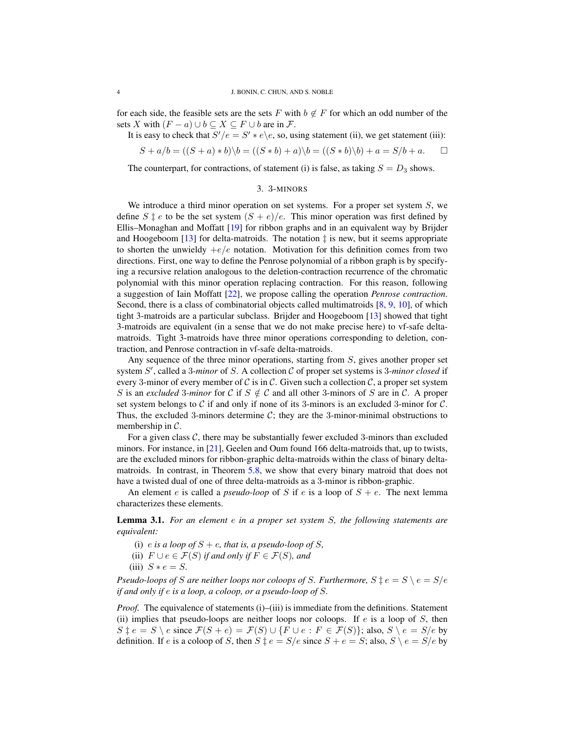for each side, the feasible sets are the sets $F$ with $b \notin F$ for which an odd number of the sets $X$ with $(F - a) \cup b \subseteq X \subseteq F \cup b$ are in $\mathcal{F}$.

It is easy to check that $S'/e = S' * e \backslash e$, so, using statement (ii), we get statement (iii):

$$S + a/b = ((S + a) * b)\backslash b = ((S * b) + a)\backslash b = ((S * b)\backslash b) + a = S/b + a. \qquad \square$$

The counterpart, for contractions, of statement (i) is false, as taking $S = D_3$ shows.

## 3. 3-MINORS

We introduce a third minor operation on set systems. For a proper set system $S$, we define $S \ddagger e$ to be the set system $(S + e)/e$. This minor operation was first defined by Ellis–Monaghan and Moffatt [19] for ribbon graphs and in an equivalent way by Brijder and Hoogeboom [13] for delta-matroids. The notation $\ddagger$ is new, but it seems appropriate to shorten the unwieldy $+e/e$ notation. Motivation for this definition comes from two directions. First, one way to define the Penrose polynomial of a ribbon graph is by specifying a recursive relation analogous to the deletion-contraction recurrence of the chromatic polynomial with this minor operation replacing contraction. For this reason, following a suggestion of Iain Moffatt [22], we propose calling the operation *Penrose contraction*. Second, there is a class of combinatorial objects called multimatroids [8, 9, 10], of which tight 3-matroids are a particular subclass. Brijder and Hoogeboom [13] showed that tight 3-matroids are equivalent (in a sense that we do not make precise here) to vf-safe delta-matroids. Tight 3-matroids have three minor operations corresponding to deletion, contraction, and Penrose contraction in vf-safe delta-matroids.

Any sequence of the three minor operations, starting from $S$, gives another proper set system $S'$, called a *3-minor* of $S$. A collection $\mathcal{C}$ of proper set systems is *3-minor closed* if every 3-minor of every member of $\mathcal{C}$ is in $\mathcal{C}$. Given such a collection $\mathcal{C}$, a proper set system $S$ is an *excluded 3-minor* for $\mathcal{C}$ if $S \notin \mathcal{C}$ and all other 3-minors of $S$ are in $\mathcal{C}$. A proper set system belongs to $\mathcal{C}$ if and only if none of its 3-minors is an excluded 3-minor for $\mathcal{C}$. Thus, the excluded 3-minors determine $\mathcal{C}$; they are the 3-minor-minimal obstructions to membership in $\mathcal{C}$.

For a given class $\mathcal{C}$, there may be substantially fewer excluded 3-minors than excluded minors. For instance, in [21], Geelen and Oum found 166 delta-matroids that, up to twists, are the excluded minors for ribbon-graphic delta-matroids within the class of binary delta-matroids. In contrast, in Theorem 5.8, we show that every binary matroid that does not have a twisted dual of one of three delta-matroids as a 3-minor is ribbon-graphic.

An element $e$ is called a *pseudo-loop* of $S$ if $e$ is a loop of $S + e$. The next lemma characterizes these elements.

**Lemma 3.1.** *For an element $e$ in a proper set system $S$, the following statements are equivalent:*

(i) *$e$ is a loop of $S + e$, that is, a pseudo-loop of $S$,*
(ii) *$F \cup e \in \mathcal{F}(S)$ if and only if $F \in \mathcal{F}(S)$, and*
(iii) *$S * e = S$.*

*Pseudo-loops of $S$ are neither loops nor coloops of $S$. Furthermore, $S \ddagger e = S \setminus e = S/e$ if and only if $e$ is a loop, a coloop, or a pseudo-loop of $S$.*

*Proof.* The equivalence of statements (i)–(iii) is immediate from the definitions. Statement (ii) implies that pseudo-loops are neither loops nor coloops. If $e$ is a loop of $S$, then $S \ddagger e = S \setminus e$ since $\mathcal{F}(S + e) = \mathcal{F}(S) \cup \{F \cup e : F \in \mathcal{F}(S)\}$; also, $S \setminus e = S/e$ by definition. If $e$ is a coloop of $S$, then $S \ddagger e = S/e$ since $S + e = S$; also, $S \setminus e = S/e$ by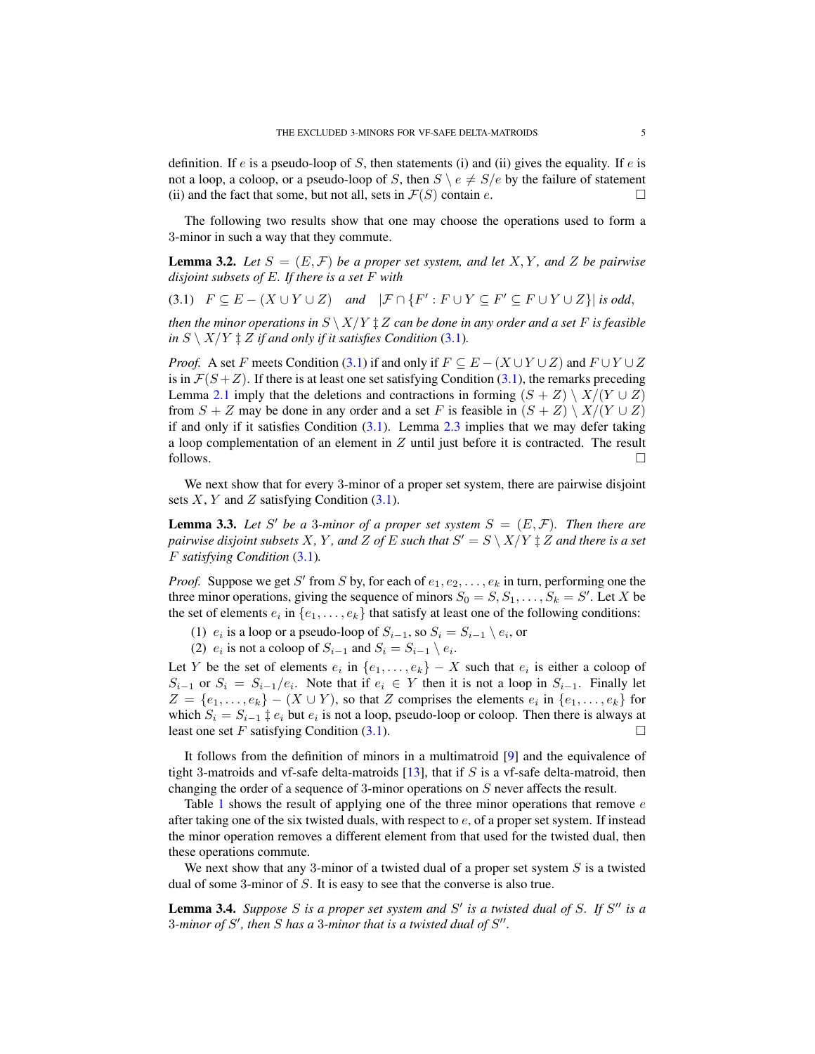definition. If $e$ is a pseudo-loop of $S$, then statements (i) and (ii) gives the equality. If $e$ is not a loop, a coloop, or a pseudo-loop of $S$, then $S \setminus e \neq S/e$ by the failure of statement (ii) and the fact that some, but not all, sets in $\mathcal{F}(S)$ contain $e$. □

The following two results show that one may choose the operations used to form a 3-minor in such a way that they commute.

**Lemma 3.2.** *Let $S = (E, \mathcal{F})$ be a proper set system, and let $X, Y$, and $Z$ be pairwise disjoint subsets of $E$. If there is a set $F$ with*

$$(3.1) \quad F \subseteq E - (X \cup Y \cup Z) \quad \textit{and} \quad |\mathcal{F} \cap \{F' : F \cup Y \subseteq F' \subseteq F \cup Y \cup Z\}| \textit{ is odd},$$

*then the minor operations in $S \setminus X/Y \ddagger Z$ can be done in any order and a set $F$ is feasible in $S \setminus X/Y \ddagger Z$ if and only if it satisfies Condition (3.1).*

*Proof.* A set $F$ meets Condition (3.1) if and only if $F \subseteq E - (X \cup Y \cup Z)$ and $F \cup Y \cup Z$ is in $\mathcal{F}(S + Z)$. If there is at least one set satisfying Condition (3.1), the remarks preceding Lemma 2.1 imply that the deletions and contractions in forming $(S + Z) \setminus X/(Y \cup Z)$ from $S + Z$ may be done in any order and a set $F$ is feasible in $(S + Z) \setminus X/(Y \cup Z)$ if and only if it satisfies Condition (3.1). Lemma 2.3 implies that we may defer taking a loop complementation of an element in $Z$ until just before it is contracted. The result follows. □

We next show that for every 3-minor of a proper set system, there are pairwise disjoint sets $X$, $Y$ and $Z$ satisfying Condition (3.1).

**Lemma 3.3.** *Let $S'$ be a 3-minor of a proper set system $S = (E, \mathcal{F})$. Then there are pairwise disjoint subsets $X$, $Y$, and $Z$ of $E$ such that $S' = S \setminus X/Y \ddagger Z$ and there is a set $F$ satisfying Condition (3.1).*

*Proof.* Suppose we get $S'$ from $S$ by, for each of $e_1, e_2, \ldots, e_k$ in turn, performing one the three minor operations, giving the sequence of minors $S_0 = S, S_1, \ldots, S_k = S'$. Let $X$ be the set of elements $e_i$ in $\{e_1, \ldots, e_k\}$ that satisfy at least one of the following conditions:

1. $e_i$ is a loop or a pseudo-loop of $S_{i-1}$, so $S_i = S_{i-1} \setminus e_i$, or
2. $e_i$ is not a coloop of $S_{i-1}$ and $S_i = S_{i-1} \setminus e_i$.

Let $Y$ be the set of elements $e_i$ in $\{e_1, \ldots, e_k\} - X$ such that $e_i$ is either a coloop of $S_{i-1}$ or $S_i = S_{i-1}/e_i$. Note that if $e_i \in Y$ then it is not a loop in $S_{i-1}$. Finally let $Z = \{e_1, \ldots, e_k\} - (X \cup Y)$, so that $Z$ comprises the elements $e_i$ in $\{e_1, \ldots, e_k\}$ for which $S_i = S_{i-1} \ddagger e_i$ but $e_i$ is not a loop, pseudo-loop or coloop. Then there is always at least one set $F$ satisfying Condition (3.1). □

It follows from the definition of minors in a multimatroid [9] and the equivalence of tight 3-matroids and vf-safe delta-matroids [13], that if $S$ is a vf-safe delta-matroid, then changing the order of a sequence of 3-minor operations on $S$ never affects the result.

Table 1 shows the result of applying one of the three minor operations that remove $e$ after taking one of the six twisted duals, with respect to $e$, of a proper set system. If instead the minor operation removes a different element from that used for the twisted dual, then these operations commute.

We next show that any 3-minor of a twisted dual of a proper set system $S$ is a twisted dual of some 3-minor of $S$. It is easy to see that the converse is also true.

**Lemma 3.4.** *Suppose $S$ is a proper set system and $S'$ is a twisted dual of $S$. If $S''$ is a 3-minor of $S'$, then $S$ has a 3-minor that is a twisted dual of $S''$.*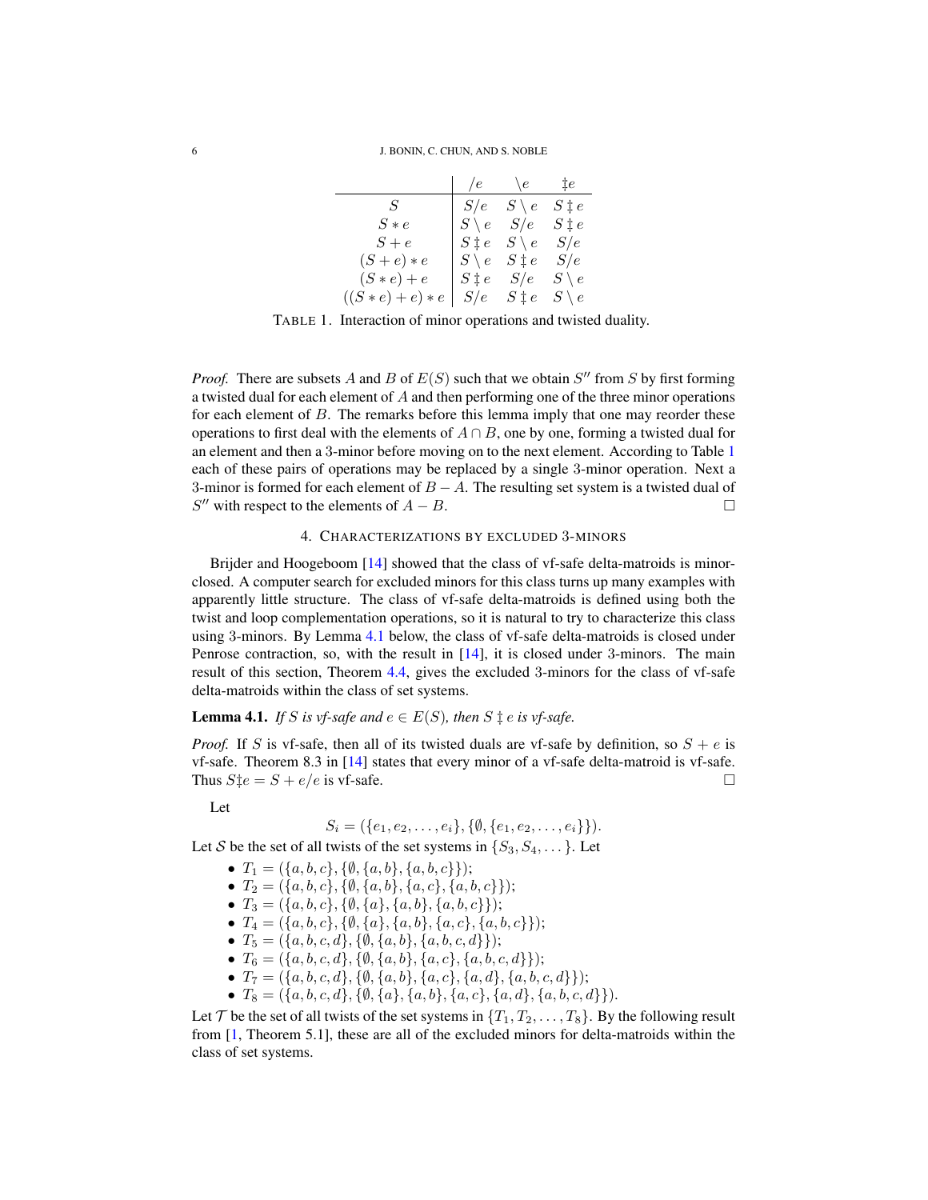|  | $/e$ | $\backslash e$ | $\ddagger e$ |
|---|---|---|---|
| $S$ | $S/e$ | $S\backslash e$ | $S \ddagger e$ |
| $S*e$ | $S\backslash e$ | $S/e$ | $S \ddagger e$ |
| $S+e$ | $S \ddagger e$ | $S\backslash e$ | $S/e$ |
| $(S+e)*e$ | $S\backslash e$ | $S \ddagger e$ | $S/e$ |
| $(S*e)+e$ | $S \ddagger e$ | $S/e$ | $S\backslash e$ |
| $((S*e)+e)*e$ | $S/e$ | $S \ddagger e$ | $S\backslash e$ |

TABLE 1. Interaction of minor operations and twisted duality.

*Proof.* There are subsets $A$ and $B$ of $E(S)$ such that we obtain $S''$ from $S$ by first forming a twisted dual for each element of $A$ and then performing one of the three minor operations for each element of $B$. The remarks before this lemma imply that one may reorder these operations to first deal with the elements of $A \cap B$, one by one, forming a twisted dual for an element and then a 3-minor before moving on to the next element. According to Table 1 each of these pairs of operations may be replaced by a single 3-minor operation. Next a 3-minor is formed for each element of $B - A$. The resulting set system is a twisted dual of $S''$ with respect to the elements of $A - B$. □

## 4. CHARACTERIZATIONS BY EXCLUDED 3-MINORS

Brijder and Hoogeboom [14] showed that the class of vf-safe delta-matroids is minor-closed. A computer search for excluded minors for this class turns up many examples with apparently little structure. The class of vf-safe delta-matroids is defined using both the twist and loop complementation operations, so it is natural to try to characterize this class using 3-minors. By Lemma 4.1 below, the class of vf-safe delta-matroids is closed under Penrose contraction, so, with the result in [14], it is closed under 3-minors. The main result of this section, Theorem 4.4, gives the excluded 3-minors for the class of vf-safe delta-matroids within the class of set systems.

**Lemma 4.1.** *If $S$ is vf-safe and $e \in E(S)$, then $S \ddagger e$ is vf-safe.*

*Proof.* If $S$ is vf-safe, then all of its twisted duals are vf-safe by definition, so $S + e$ is vf-safe. Theorem 8.3 in [14] states that every minor of a vf-safe delta-matroid is vf-safe. Thus $S \ddagger e = S + e/e$ is vf-safe. □

Let

$$S_i = (\{e_1, e_2, \dots, e_i\}, \{\emptyset, \{e_1, e_2, \dots, e_i\}\}).$$

Let $\mathcal{S}$ be the set of all twists of the set systems in $\{S_3, S_4, \dots\}$. Let

- $T_1 = (\{a,b,c\}, \{\emptyset, \{a,b\}, \{a,b,c\}\})$;
- $T_2 = (\{a,b,c\}, \{\emptyset, \{a,b\}, \{a,c\}, \{a,b,c\}\})$;
- $T_3 = (\{a,b,c\}, \{\emptyset, \{a\}, \{a,b\}, \{a,b,c\}\})$;
- $T_4 = (\{a,b,c\}, \{\emptyset, \{a\}, \{a,b\}, \{a,c\}, \{a,b,c\}\})$;
- $T_5 = (\{a,b,c,d\}, \{\emptyset, \{a,b\}, \{a,b,c,d\}\})$;
- $T_6 = (\{a,b,c,d\}, \{\emptyset, \{a,b\}, \{a,c\}, \{a,b,c,d\}\})$;
- $T_7 = (\{a,b,c,d\}, \{\emptyset, \{a,b\}, \{a,c\}, \{a,d\}, \{a,b,c,d\}\})$;
- $T_8 = (\{a,b,c,d\}, \{\emptyset, \{a\}, \{a,b\}, \{a,c\}, \{a,d\}, \{a,b,c,d\}\})$.

Let $\mathcal{T}$ be the set of all twists of the set systems in $\{T_1, T_2, \dots, T_8\}$. By the following result from [1, Theorem 5.1], these are all of the excluded minors for delta-matroids within the class of set systems.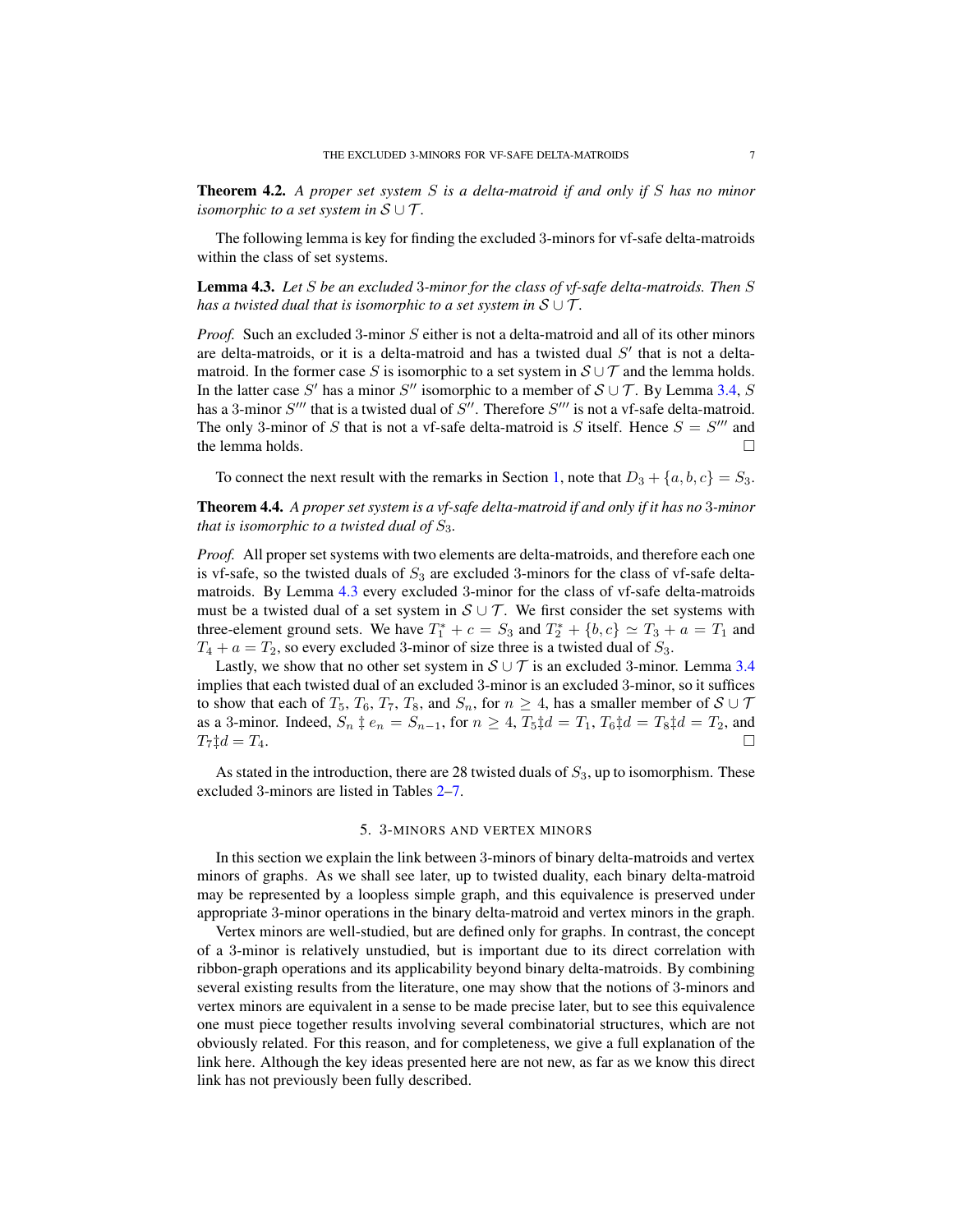**Theorem 4.2.** *A proper set system $S$ is a delta-matroid if and only if $S$ has no minor isomorphic to a set system in $\mathcal{S} \cup \mathcal{T}$.*

The following lemma is key for finding the excluded 3-minors for vf-safe delta-matroids within the class of set systems.

**Lemma 4.3.** *Let $S$ be an excluded 3-minor for the class of vf-safe delta-matroids. Then $S$ has a twisted dual that is isomorphic to a set system in $\mathcal{S} \cup \mathcal{T}$.*

*Proof.* Such an excluded 3-minor $S$ either is not a delta-matroid and all of its other minors are delta-matroids, or it is a delta-matroid and has a twisted dual $S'$ that is not a delta-matroid. In the former case $S$ is isomorphic to a set system in $\mathcal{S} \cup \mathcal{T}$ and the lemma holds. In the latter case $S'$ has a minor $S''$ isomorphic to a member of $\mathcal{S} \cup \mathcal{T}$. By Lemma 3.4, $S$ has a 3-minor $S'''$ that is a twisted dual of $S''$. Therefore $S'''$ is not a vf-safe delta-matroid. The only 3-minor of $S$ that is not a vf-safe delta-matroid is $S$ itself. Hence $S = S'''$ and the lemma holds. □

To connect the next result with the remarks in Section 1, note that $D_3 + \{a, b, c\} = S_3$.

**Theorem 4.4.** *A proper set system is a vf-safe delta-matroid if and only if it has no 3-minor that is isomorphic to a twisted dual of $S_3$.*

*Proof.* All proper set systems with two elements are delta-matroids, and therefore each one is vf-safe, so the twisted duals of $S_3$ are excluded 3-minors for the class of vf-safe delta-matroids. By Lemma 4.3 every excluded 3-minor for the class of vf-safe delta-matroids must be a twisted dual of a set system in $\mathcal{S} \cup \mathcal{T}$. We first consider the set systems with three-element ground sets. We have $T_1^* + c = S_3$ and $T_2^* + \{b, c\} \simeq T_3 + a = T_1$ and $T_4 + a = T_2$, so every excluded 3-minor of size three is a twisted dual of $S_3$.

Lastly, we show that no other set system in $\mathcal{S} \cup \mathcal{T}$ is an excluded 3-minor. Lemma 3.4 implies that each twisted dual of an excluded 3-minor is an excluded 3-minor, so it suffices to show that each of $T_5$, $T_6$, $T_7$, $T_8$, and $S_n$, for $n \geq 4$, has a smaller member of $\mathcal{S} \cup \mathcal{T}$ as a 3-minor. Indeed, $S_n \ddagger e_n = S_{n-1}$, for $n \geq 4$, $T_5 \ddagger d = T_1$, $T_6 \ddagger d = T_8 \ddagger d = T_2$, and $T_7 \ddagger d = T_4$. □

As stated in the introduction, there are 28 twisted duals of $S_3$, up to isomorphism. These excluded 3-minors are listed in Tables 2–7.

## 5. 3-minors and vertex minors

In this section we explain the link between 3-minors of binary delta-matroids and vertex minors of graphs. As we shall see later, up to twisted duality, each binary delta-matroid may be represented by a loopless simple graph, and this equivalence is preserved under appropriate 3-minor operations in the binary delta-matroid and vertex minors in the graph.

Vertex minors are well-studied, but are defined only for graphs. In contrast, the concept of a 3-minor is relatively unstudied, but is important due to its direct correlation with ribbon-graph operations and its applicability beyond binary delta-matroids. By combining several existing results from the literature, one may show that the notions of 3-minors and vertex minors are equivalent in a sense to be made precise later, but to see this equivalence one must piece together results involving several combinatorial structures, which are not obviously related. For this reason, and for completeness, we give a full explanation of the link here. Although the key ideas presented here are not new, as far as we know this direct link has not previously been fully described.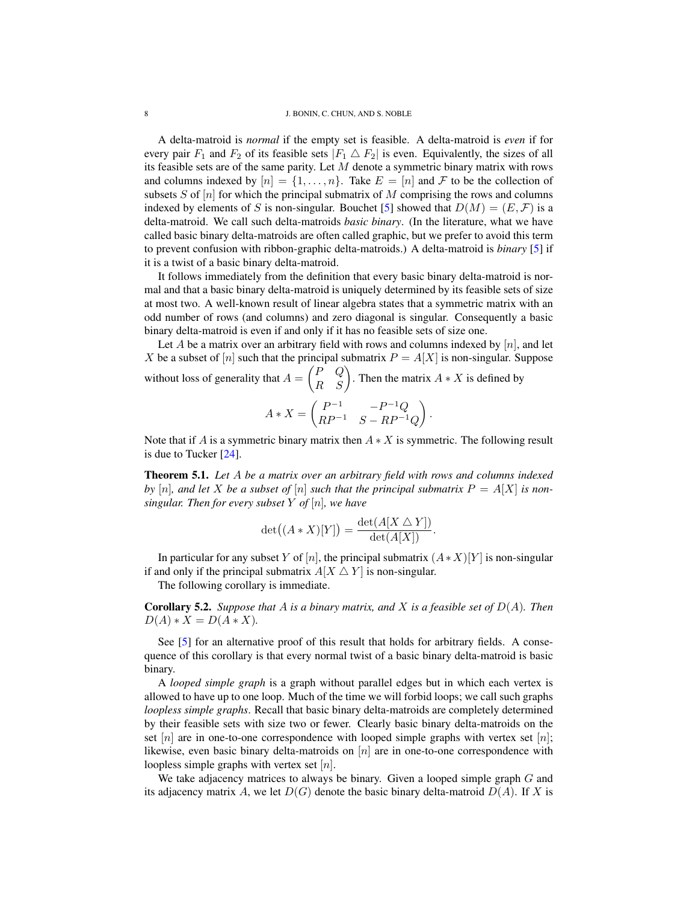A delta-matroid is *normal* if the empty set is feasible. A delta-matroid is *even* if for every pair $F_1$ and $F_2$ of its feasible sets $|F_1 \triangle F_2|$ is even. Equivalently, the sizes of all its feasible sets are of the same parity. Let $M$ denote a symmetric binary matrix with rows and columns indexed by $[n] = \{1, \ldots, n\}$. Take $E = [n]$ and $\mathcal{F}$ to be the collection of subsets $S$ of $[n]$ for which the principal submatrix of $M$ comprising the rows and columns indexed by elements of $S$ is non-singular. Bouchet [5] showed that $D(M) = (E, \mathcal{F})$ is a delta-matroid. We call such delta-matroids *basic binary*. (In the literature, what we have called basic binary delta-matroids are often called graphic, but we prefer to avoid this term to prevent confusion with ribbon-graphic delta-matroids.) A delta-matroid is *binary* [5] if it is a twist of a basic binary delta-matroid.

It follows immediately from the definition that every basic binary delta-matroid is normal and that a basic binary delta-matroid is uniquely determined by its feasible sets of size at most two. A well-known result of linear algebra states that a symmetric matrix with an odd number of rows (and columns) and zero diagonal is singular. Consequently a basic binary delta-matroid is even if and only if it has no feasible sets of size one.

Let $A$ be a matrix over an arbitrary field with rows and columns indexed by $[n]$, and let $X$ be a subset of $[n]$ such that the principal submatrix $P = A[X]$ is non-singular. Suppose without loss of generality that $A = \begin{pmatrix} P & Q \\ R & S \end{pmatrix}$. Then the matrix $A * X$ is defined by

$$A * X = \begin{pmatrix} P^{-1} & -P^{-1}Q \\ RP^{-1} & S - RP^{-1}Q \end{pmatrix}.$$

Note that if $A$ is a symmetric binary matrix then $A * X$ is symmetric. The following result is due to Tucker [24].

**Theorem 5.1.** *Let $A$ be a matrix over an arbitrary field with rows and columns indexed by $[n]$, and let $X$ be a subset of $[n]$ such that the principal submatrix $P = A[X]$ is non-singular. Then for every subset $Y$ of $[n]$, we have*

$$\det\big((A * X)[Y]\big) = \frac{\det(A[X \triangle Y])}{\det(A[X])}.$$

In particular for any subset $Y$ of $[n]$, the principal submatrix $(A * X)[Y]$ is non-singular if and only if the principal submatrix $A[X \triangle Y]$ is non-singular.

The following corollary is immediate.

**Corollary 5.2.** *Suppose that $A$ is a binary matrix, and $X$ is a feasible set of $D(A)$. Then $D(A) * X = D(A * X)$.*

See [5] for an alternative proof of this result that holds for arbitrary fields. A consequence of this corollary is that every normal twist of a basic binary delta-matroid is basic binary.

A *looped simple graph* is a graph without parallel edges but in which each vertex is allowed to have up to one loop. Much of the time we will forbid loops; we call such graphs *loopless simple graphs*. Recall that basic binary delta-matroids are completely determined by their feasible sets with size two or fewer. Clearly basic binary delta-matroids on the set $[n]$ are in one-to-one correspondence with looped simple graphs with vertex set $[n]$; likewise, even basic binary delta-matroids on $[n]$ are in one-to-one correspondence with loopless simple graphs with vertex set $[n]$.

We take adjacency matrices to always be binary. Given a looped simple graph $G$ and its adjacency matrix $A$, we let $D(G)$ denote the basic binary delta-matroid $D(A)$. If $X$ is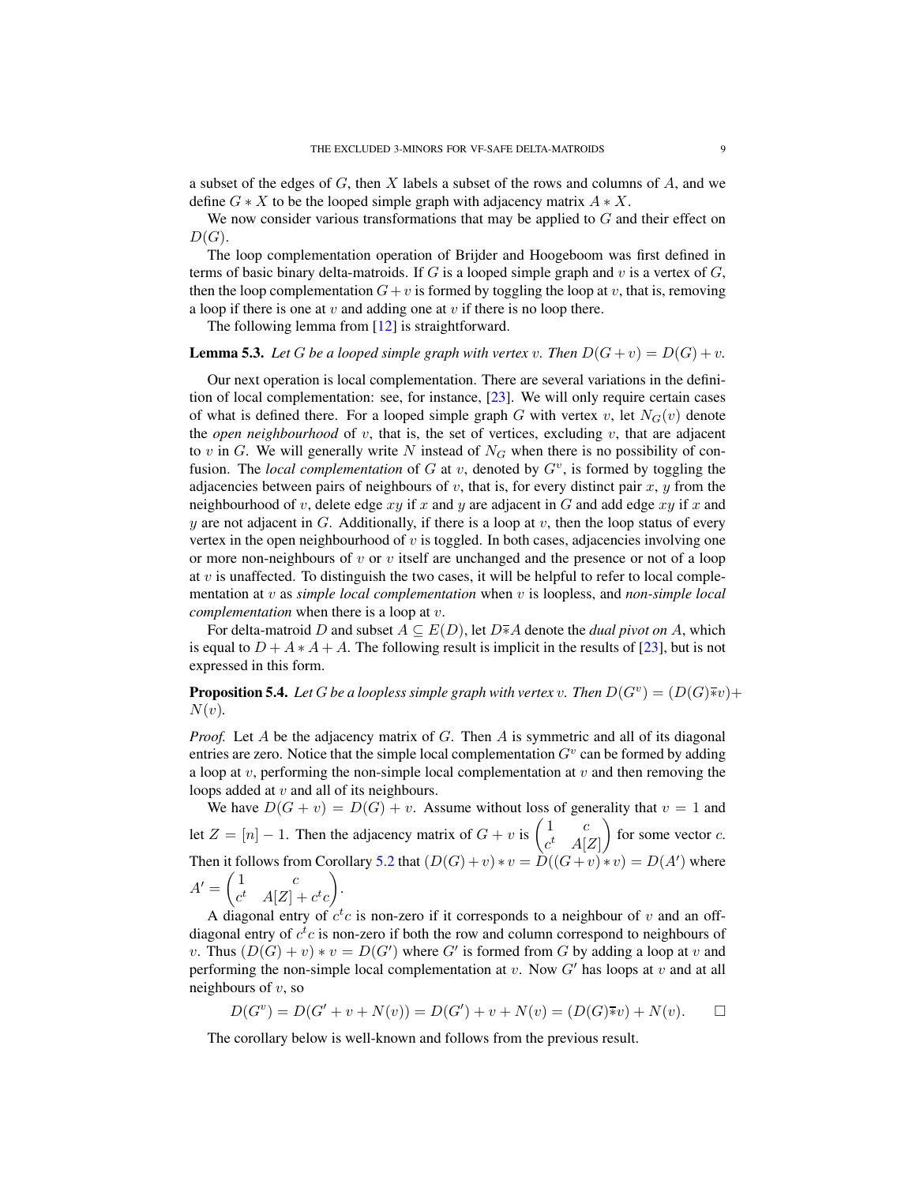a subset of the edges of $G$, then $X$ labels a subset of the rows and columns of $A$, and we define $G * X$ to be the looped simple graph with adjacency matrix $A * X$.

We now consider various transformations that may be applied to $G$ and their effect on $D(G)$.

The loop complementation operation of Brijder and Hoogeboom was first defined in terms of basic binary delta-matroids. If $G$ is a looped simple graph and $v$ is a vertex of $G$, then the loop complementation $G + v$ is formed by toggling the loop at $v$, that is, removing a loop if there is one at $v$ and adding one at $v$ if there is no loop there.

The following lemma from [12] is straightforward.

**Lemma 5.3.** *Let $G$ be a looped simple graph with vertex $v$. Then $D(G + v) = D(G) + v$.*

Our next operation is local complementation. There are several variations in the definition of local complementation: see, for instance, [23]. We will only require certain cases of what is defined there. For a looped simple graph $G$ with vertex $v$, let $N_G(v)$ denote the *open neighbourhood* of $v$, that is, the set of vertices, excluding $v$, that are adjacent to $v$ in $G$. We will generally write $N$ instead of $N_G$ when there is no possibility of confusion. The *local complementation* of $G$ at $v$, denoted by $G^v$, is formed by toggling the adjacencies between pairs of neighbours of $v$, that is, for every distinct pair $x$, $y$ from the neighbourhood of $v$, delete edge $xy$ if $x$ and $y$ are adjacent in $G$ and add edge $xy$ if $x$ and $y$ are not adjacent in $G$. Additionally, if there is a loop at $v$, then the loop status of every vertex in the open neighbourhood of $v$ is toggled. In both cases, adjacencies involving one or more non-neighbours of $v$ or $v$ itself are unchanged and the presence or not of a loop at $v$ is unaffected. To distinguish the two cases, it will be helpful to refer to local complementation at $v$ as *simple local complementation* when $v$ is loopless, and *non-simple local complementation* when there is a loop at $v$.

For delta-matroid $D$ and subset $A \subseteq E(D)$, let $D\bar{*}A$ denote the *dual pivot on* $A$, which is equal to $D + A * A + A$. The following result is implicit in the results of [23], but is not expressed in this form.

**Proposition 5.4.** *Let $G$ be a loopless simple graph with vertex $v$. Then $D(G^v) = (D(G)\bar{*}v) + N(v)$.*

*Proof.* Let $A$ be the adjacency matrix of $G$. Then $A$ is symmetric and all of its diagonal entries are zero. Notice that the simple local complementation $G^v$ can be formed by adding a loop at $v$, performing the non-simple local complementation at $v$ and then removing the loops added at $v$ and all of its neighbours.

We have $D(G + v) = D(G) + v$. Assume without loss of generality that $v = 1$ and let $Z = [n] - 1$. Then the adjacency matrix of $G + v$ is $\begin{pmatrix} 1 & c \\ c^t & A[Z] \end{pmatrix}$ for some vector $c$. Then it follows from Corollary 5.2 that $(D(G)+v)*v = D((G+v)*v) = D(A')$ where $A' = \begin{pmatrix} 1 & c \\ c^t & A[Z] + c^t c \end{pmatrix}$.

A diagonal entry of $c^t c$ is non-zero if it corresponds to a neighbour of $v$ and an off-diagonal entry of $c^t c$ is non-zero if both the row and column correspond to neighbours of $v$. Thus $(D(G) + v) * v = D(G')$ where $G'$ is formed from $G$ by adding a loop at $v$ and performing the non-simple local complementation at $v$. Now $G'$ has loops at $v$ and at all neighbours of $v$, so

$$D(G^v) = D(G' + v + N(v)) = D(G') + v + N(v) = (D(G)\bar{*}v) + N(v). \qquad \square$$

The corollary below is well-known and follows from the previous result.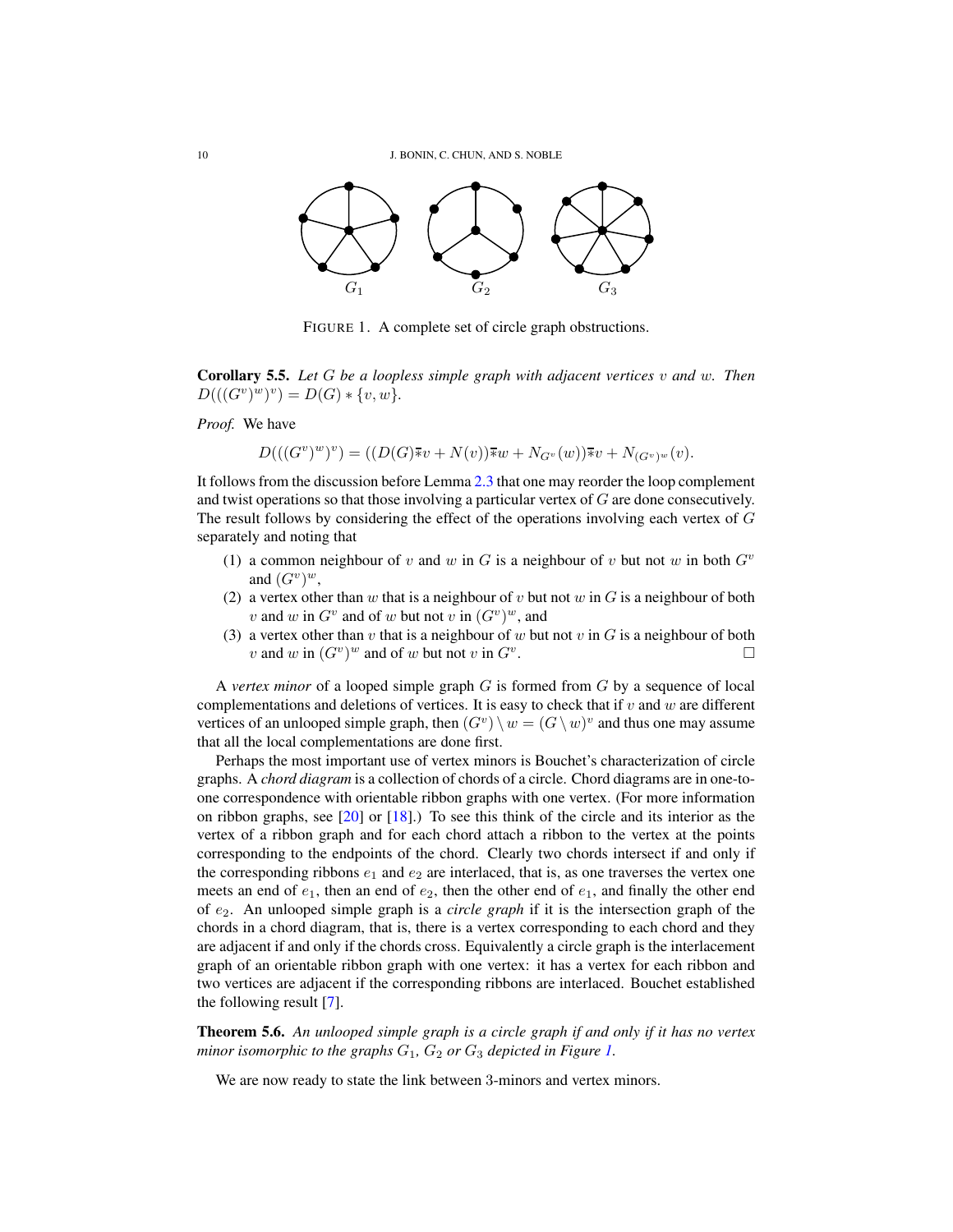FIGURE 1. A complete set of circle graph obstructions.

**Corollary 5.5.** *Let $G$ be a loopless simple graph with adjacent vertices $v$ and $w$. Then $D(((G^v)^w)^v) = D(G) * \{v, w\}$.*

*Proof.* We have

$$D(((G^v)^w)^v) = ((D(G)\bar{*}v + N(v))\bar{*}w + N_{G^v}(w))\bar{*}v + N_{(G^v)^w}(v).$$

It follows from the discussion before Lemma 2.3 that one may reorder the loop complement and twist operations so that those involving a particular vertex of $G$ are done consecutively. The result follows by considering the effect of the operations involving each vertex of $G$ separately and noting that

1. a common neighbour of $v$ and $w$ in $G$ is a neighbour of $v$ but not $w$ in both $G^v$ and $(G^v)^w$,
2. a vertex other than $w$ that is a neighbour of $v$ but not $w$ in $G$ is a neighbour of both $v$ and $w$ in $G^v$ and of $w$ but not $v$ in $(G^v)^w$, and
3. a vertex other than $v$ that is a neighbour of $w$ but not $v$ in $G$ is a neighbour of both $v$ and $w$ in $(G^v)^w$ and of $w$ but not $v$ in $G^v$. □

A *vertex minor* of a looped simple graph $G$ is formed from $G$ by a sequence of local complementations and deletions of vertices. It is easy to check that if $v$ and $w$ are different vertices of an unlooped simple graph, then $(G^v)\setminus w = (G\setminus w)^v$ and thus one may assume that all the local complementations are done first.

Perhaps the most important use of vertex minors is Bouchet's characterization of circle graphs. A *chord diagram* is a collection of chords of a circle. Chord diagrams are in one-to-one correspondence with orientable ribbon graphs with one vertex. (For more information on ribbon graphs, see [20] or [18].) To see this think of the circle and its interior as the vertex of a ribbon graph and for each chord attach a ribbon to the vertex at the points corresponding to the endpoints of the chord. Clearly two chords intersect if and only if the corresponding ribbons $e_1$ and $e_2$ are interlaced, that is, as one traverses the vertex one meets an end of $e_1$, then an end of $e_2$, then the other end of $e_1$, and finally the other end of $e_2$. An unlooped simple graph is a *circle graph* if it is the intersection graph of the chords in a chord diagram, that is, there is a vertex corresponding to each chord and they are adjacent if and only if the chords cross. Equivalently a circle graph is the interlacement graph of an orientable ribbon graph with one vertex: it has a vertex for each ribbon and two vertices are adjacent if the corresponding ribbons are interlaced. Bouchet established the following result [7].

**Theorem 5.6.** *An unlooped simple graph is a circle graph if and only if it has no vertex minor isomorphic to the graphs $G_1$, $G_2$ or $G_3$ depicted in Figure 1.*

We are now ready to state the link between 3-minors and vertex minors.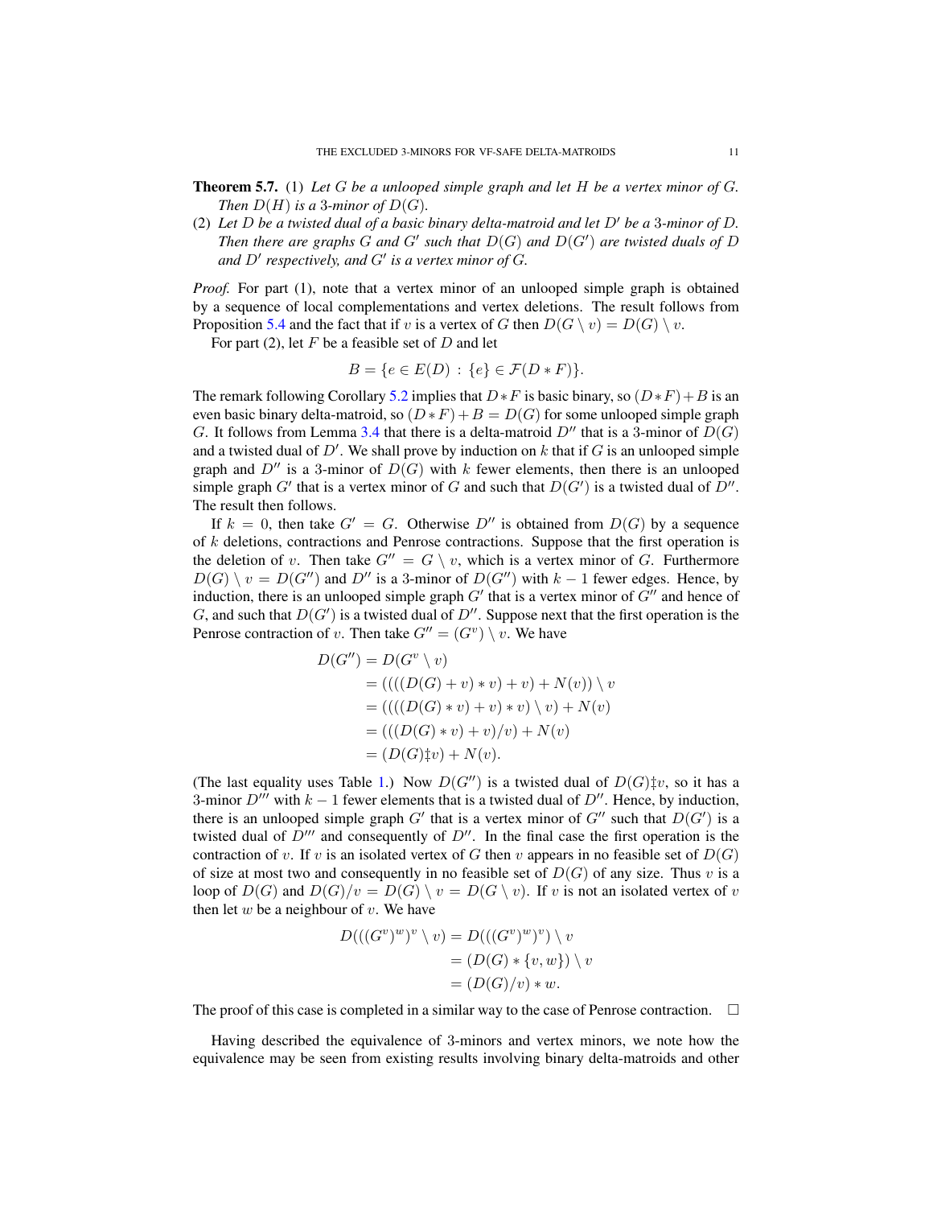**Theorem 5.7.** (1) *Let $G$ be a unlooped simple graph and let $H$ be a vertex minor of $G$. Then $D(H)$ is a 3-minor of $D(G)$.*

(2) *Let $D$ be a twisted dual of a basic binary delta-matroid and let $D'$ be a 3-minor of $D$. Then there are graphs $G$ and $G'$ such that $D(G)$ and $D(G')$ are twisted duals of $D$ and $D'$ respectively, and $G'$ is a vertex minor of $G$.*

*Proof.* For part (1), note that a vertex minor of an unlooped simple graph is obtained by a sequence of local complementations and vertex deletions. The result follows from Proposition 5.4 and the fact that if $v$ is a vertex of $G$ then $D(G \setminus v) = D(G) \setminus v$.

For part (2), let $F$ be a feasible set of $D$ and let

$$B = \{e \in E(D) \,:\, \{e\} \in \mathcal{F}(D * F)\}.$$

The remark following Corollary 5.2 implies that $D * F$ is basic binary, so $(D * F) + B$ is an even basic binary delta-matroid, so $(D * F) + B = D(G)$ for some unlooped simple graph $G$. It follows from Lemma 3.4 that there is a delta-matroid $D''$ that is a 3-minor of $D(G)$ and a twisted dual of $D'$. We shall prove by induction on $k$ that if $G$ is an unlooped simple graph and $D''$ is a 3-minor of $D(G)$ with $k$ fewer elements, then there is an unlooped simple graph $G'$ that is a vertex minor of $G$ and such that $D(G')$ is a twisted dual of $D''$. The result then follows.

If $k = 0$, then take $G' = G$. Otherwise $D''$ is obtained from $D(G)$ by a sequence of $k$ deletions, contractions and Penrose contractions. Suppose that the first operation is the deletion of $v$. Then take $G'' = G \setminus v$, which is a vertex minor of $G$. Furthermore $D(G) \setminus v = D(G'')$ and $D''$ is a 3-minor of $D(G'')$ with $k-1$ fewer edges. Hence, by induction, there is an unlooped simple graph $G'$ that is a vertex minor of $G''$ and hence of $G$, and such that $D(G')$ is a twisted dual of $D''$. Suppose next that the first operation is the Penrose contraction of $v$. Then take $G'' = (G^v) \setminus v$. We have

$$\begin{aligned}
D(G'') &= D(G^v \setminus v) \\
&= ((((D(G) + v) * v) + v) + N(v)) \setminus v \\
&= ((((D(G) * v) + v) * v) \setminus v) + N(v) \\
&= (((D(G) * v) + v)/v) + N(v) \\
&= (D(G) \ddagger v) + N(v).
\end{aligned}$$

(The last equality uses Table 1.) Now $D(G'')$ is a twisted dual of $D(G) \ddagger v$, so it has a 3-minor $D'''$ with $k-1$ fewer elements that is a twisted dual of $D''$. Hence, by induction, there is an unlooped simple graph $G'$ that is a vertex minor of $G''$ such that $D(G')$ is a twisted dual of $D'''$ and consequently of $D''$. In the final case the first operation is the contraction of $v$. If $v$ is an isolated vertex of $G$ then $v$ appears in no feasible set of $D(G)$ of size at most two and consequently in no feasible set of $D(G)$ of any size. Thus $v$ is a loop of $D(G)$ and $D(G)/v = D(G) \setminus v = D(G \setminus v)$. If $v$ is not an isolated vertex of $v$ then let $w$ be a neighbour of $v$. We have

$$\begin{aligned}
D(((G^v)^w)^v \setminus v) &= D(((G^v)^w)^v) \setminus v \\
&= (D(G) * \{v, w\}) \setminus v \\
&= (D(G)/v) * w.
\end{aligned}$$

The proof of this case is completed in a similar way to the case of Penrose contraction. $\square$

Having described the equivalence of 3-minors and vertex minors, we note how the equivalence may be seen from existing results involving binary delta-matroids and other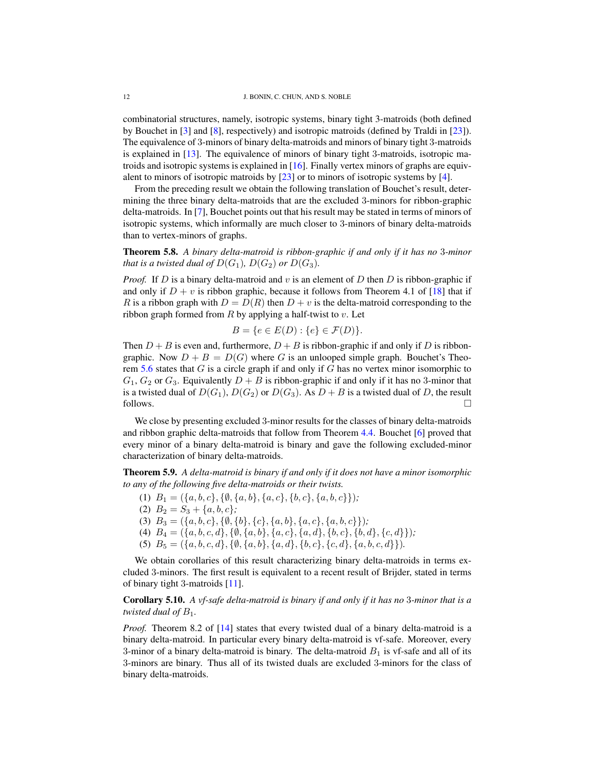combinatorial structures, namely, isotropic systems, binary tight 3-matroids (both defined by Bouchet in [3] and [8], respectively) and isotropic matroids (defined by Traldi in [23]). The equivalence of 3-minors of binary delta-matroids and minors of binary tight 3-matroids is explained in [13]. The equivalence of minors of binary tight 3-matroids, isotropic matroids and isotropic systems is explained in [16]. Finally vertex minors of graphs are equivalent to minors of isotropic matroids by [23] or to minors of isotropic systems by [4].

From the preceding result we obtain the following translation of Bouchet's result, determining the three binary delta-matroids that are the excluded 3-minors for ribbon-graphic delta-matroids. In [7], Bouchet points out that his result may be stated in terms of minors of isotropic systems, which informally are much closer to 3-minors of binary delta-matroids than to vertex-minors of graphs.

**Theorem 5.8.** *A binary delta-matroid is ribbon-graphic if and only if it has no* 3*-minor that is a twisted dual of* $D(G_1)$*,* $D(G_2)$ *or* $D(G_3)$*.*

*Proof.* If $D$ is a binary delta-matroid and $v$ is an element of $D$ then $D$ is ribbon-graphic if and only if $D + v$ is ribbon graphic, because it follows from Theorem 4.1 of [18] that if $R$ is a ribbon graph with $D = D(R)$ then $D + v$ is the delta-matroid corresponding to the ribbon graph formed from $R$ by applying a half-twist to $v$. Let

$$B = \{e \in E(D) : \{e\} \in \mathcal{F}(D)\}.$$

Then $D + B$ is even and, furthermore, $D + B$ is ribbon-graphic if and only if $D$ is ribbon-graphic. Now $D + B = D(G)$ where $G$ is an unlooped simple graph. Bouchet's Theorem 5.6 states that $G$ is a circle graph if and only if $G$ has no vertex minor isomorphic to $G_1$, $G_2$ or $G_3$. Equivalently $D + B$ is ribbon-graphic if and only if it has no 3-minor that is a twisted dual of $D(G_1)$, $D(G_2)$ or $D(G_3)$. As $D + B$ is a twisted dual of $D$, the result follows. □

We close by presenting excluded 3-minor results for the classes of binary delta-matroids and ribbon graphic delta-matroids that follow from Theorem 4.4. Bouchet [6] proved that every minor of a binary delta-matroid is binary and gave the following excluded-minor characterization of binary delta-matroids.

**Theorem 5.9.** *A delta-matroid is binary if and only if it does not have a minor isomorphic to any of the following five delta-matroids or their twists.*

1. $B_1 = (\{a, b, c\}, \{\emptyset, \{a, b\}, \{a, c\}, \{b, c\}, \{a, b, c\}\})$*;*
2. $B_2 = S_3 + \{a, b, c\}$*;*
3. $B_3 = (\{a, b, c\}, \{\emptyset, \{b\}, \{c\}, \{a, b\}, \{a, c\}, \{a, b, c\}\})$*;*
4. $B_4 = (\{a, b, c, d\}, \{\emptyset, \{a, b\}, \{a, c\}, \{a, d\}, \{b, c\}, \{b, d\}, \{c, d\}\})$*;*
5. $B_5 = (\{a, b, c, d\}, \{\emptyset, \{a, b\}, \{a, d\}, \{b, c\}, \{c, d\}, \{a, b, c, d\}\})$*.*

We obtain corollaries of this result characterizing binary delta-matroids in terms excluded 3-minors. The first result is equivalent to a recent result of Brijder, stated in terms of binary tight 3-matroids [11].

**Corollary 5.10.** *A vf-safe delta-matroid is binary if and only if it has no* 3*-minor that is a twisted dual of* $B_1$*.*

*Proof.* Theorem 8.2 of [14] states that every twisted dual of a binary delta-matroid is a binary delta-matroid. In particular every binary delta-matroid is vf-safe. Moreover, every 3-minor of a binary delta-matroid is binary. The delta-matroid $B_1$ is vf-safe and all of its 3-minors are binary. Thus all of its twisted duals are excluded 3-minors for the class of binary delta-matroids.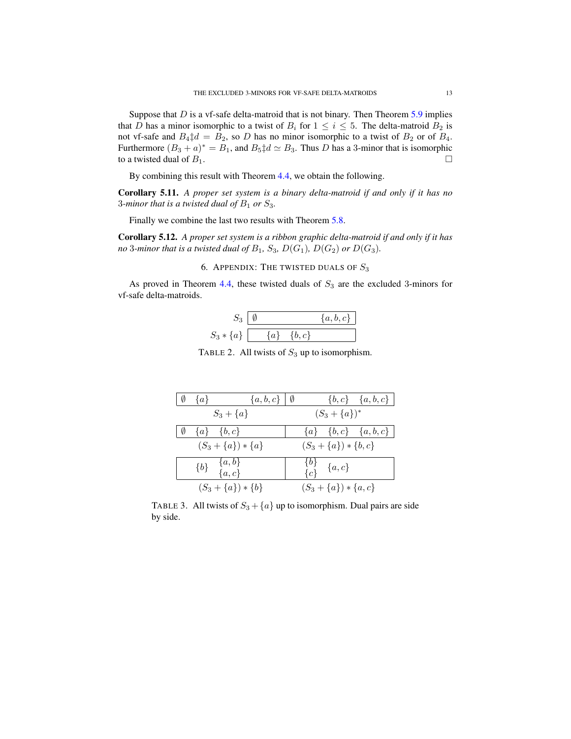Suppose that $D$ is a vf-safe delta-matroid that is not binary. Then Theorem 5.9 implies that $D$ has a minor isomorphic to a twist of $B_i$ for $1 \leq i \leq 5$. The delta-matroid $B_2$ is not vf-safe and $B_4 \ddagger d = B_2$, so $D$ has no minor isomorphic to a twist of $B_2$ or of $B_4$. Furthermore $(B_3 + a)^* = B_1$, and $B_5 \ddagger d \simeq B_3$. Thus $D$ has a 3-minor that is isomorphic to a twisted dual of $B_1$. □

By combining this result with Theorem 4.4, we obtain the following.

**Corollary 5.11.** *A proper set system is a binary delta-matroid if and only if it has no 3-minor that is a twisted dual of $B_1$ or $S_3$.*

Finally we combine the last two results with Theorem 5.8.

**Corollary 5.12.** *A proper set system is a ribbon graphic delta-matroid if and only if it has no 3-minor that is a twisted dual of $B_1$, $S_3$, $D(G_1)$, $D(G_2)$ or $D(G_3)$.*

## 6. Appendix: The twisted duals of $S_3$

As proved in Theorem 4.4, these twisted duals of $S_3$ are the excluded 3-minors for vf-safe delta-matroids.

| | Feasible sets |
|---|---|
| $S_3$ | $\emptyset$, $\{a,b,c\}$ |
| $S_3 * \{a\}$ | $\{a\}$, $\{b,c\}$ |

TABLE 2. All twists of $S_3$ up to isomorphism.

| Set system | Feasible sets | Set system | Feasible sets |
|---|---|---|---|
| $S_3 + \{a\}$ | $\emptyset$, $\{a\}$, $\{a,b,c\}$ | $(S_3 + \{a\})^*$ | $\emptyset$, $\{b,c\}$, $\{a,b,c\}$ |
| $(S_3 + \{a\}) * \{a\}$ | $\emptyset$, $\{a\}$, $\{b,c\}$ | $(S_3 + \{a\}) * \{b,c\}$ | $\{a\}$, $\{b,c\}$, $\{a,b,c\}$ |
| $(S_3 + \{a\}) * \{b\}$ | $\{b\}$, $\{a,b\}$, $\{a,c\}$ | $(S_3 + \{a\}) * \{a,c\}$ | $\{b\}$, $\{c\}$, $\{a,c\}$ |

TABLE 3. All twists of $S_3 + \{a\}$ up to isomorphism. Dual pairs are side by side.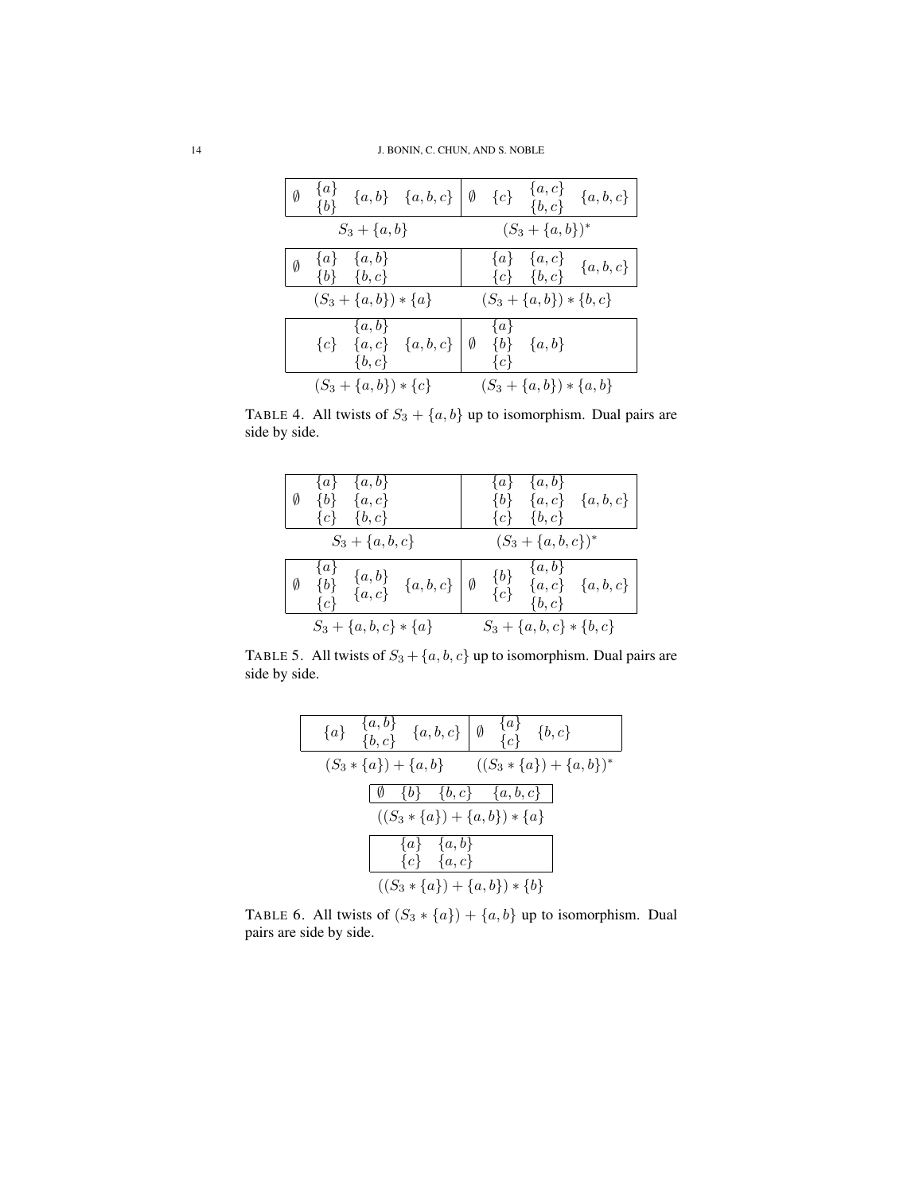| $\emptyset$ | $\{a\}$ $\{b\}$ | $\{a,b\}$ | $\{a,b,c\}$ | $\emptyset$ | $\{c\}$ | $\{a,c\}$ $\{b,c\}$ | $\{a,b,c\}$ |
|---|---|---|---|---|---|---|---|

$S_3 + \{a,b\}$ | $(S_3 + \{a,b\})^*$

| $\emptyset$ | $\{a\}$ $\{b\}$ | $\{a,b\}$ $\{b,c\}$ | | $\{a\}$ $\{c\}$ | $\{a,c\}$ $\{b,c\}$ | $\{a,b,c\}$ |
|---|---|---|---|---|---|---|

$(S_3 + \{a,b\}) * \{a\}$ | $(S_3 + \{a,b\}) * \{b,c\}$

| $\{c\}$ | $\{a,b\}$ $\{a,c\}$ $\{b,c\}$ | $\{a,b,c\}$ | $\emptyset$ | $\{a\}$ $\{b\}$ $\{c\}$ | $\{a,b\}$ |
|---|---|---|---|---|---|

$(S_3 + \{a,b\}) * \{c\}$ | $(S_3 + \{a,b\}) * \{a,b\}$

TABLE 4. All twists of $S_3 + \{a,b\}$ up to isomorphism. Dual pairs are side by side.

| $\emptyset$ | $\{a\}$ $\{b\}$ $\{c\}$ | $\{a,b\}$ $\{a,c\}$ $\{b,c\}$ | $\{a\}$ $\{b\}$ $\{c\}$ | $\{a,b\}$ $\{a,c\}$ $\{b,c\}$ | $\{a,b,c\}$ |
|---|---|---|---|---|---|

$S_3 + \{a,b,c\}$ | $(S_3 + \{a,b,c\})^*$

| $\emptyset$ | $\{a\}$ $\{b\}$ $\{c\}$ | $\{a,b\}$ $\{a,c\}$ | $\{a,b,c\}$ | $\emptyset$ | $\{b\}$ $\{c\}$ | $\{a,b\}$ $\{a,c\}$ $\{b,c\}$ | $\{a,b,c\}$ |
|---|---|---|---|---|---|---|---|

$S_3 + \{a,b,c\} * \{a\}$ | $S_3 + \{a,b,c\} * \{b,c\}$

TABLE 5. All twists of $S_3 + \{a,b,c\}$ up to isomorphism. Dual pairs are side by side.

| $\{a\}$ | $\{a,b\}$ $\{b,c\}$ | $\{a,b,c\}$ | $\emptyset$ | $\{a\}$ $\{c\}$ | $\{b,c\}$ |
|---|---|---|---|---|---|

$(S_3 * \{a\}) + \{a,b\}$ | $((S_3 * \{a\}) + \{a,b\})^*$

| $\emptyset$ | $\{b\}$ | $\{b,c\}$ | $\{a,b,c\}$ |
|---|---|---|---|

$((S_3 * \{a\}) + \{a,b\}) * \{a\}$

| $\{a\}$ $\{c\}$ | $\{a,b\}$ $\{a,c\}$ |
|---|---|

$((S_3 * \{a\}) + \{a,b\}) * \{b\}$

TABLE 6. All twists of $(S_3 * \{a\}) + \{a,b\}$ up to isomorphism. Dual pairs are side by side.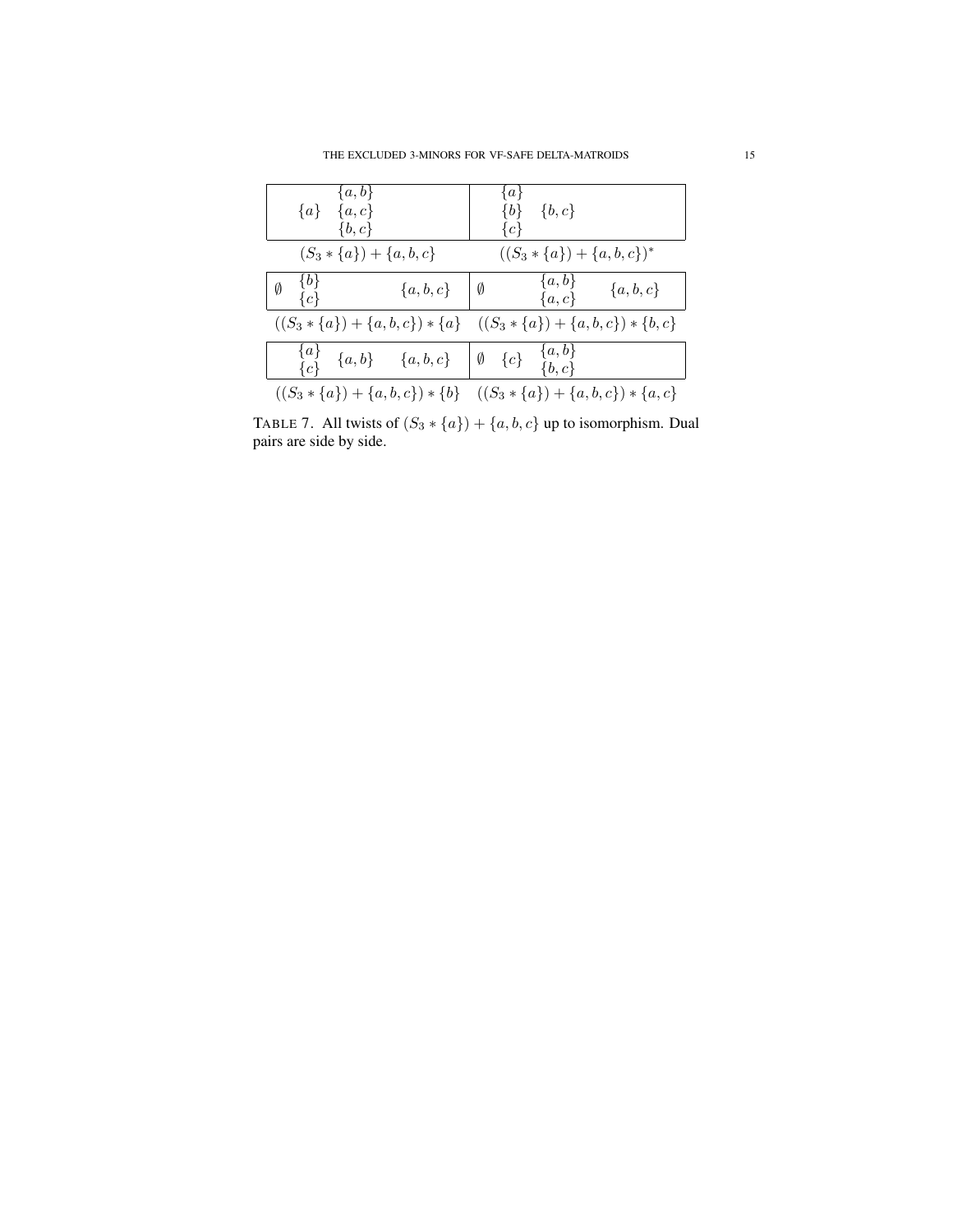| $\{a\}$ $\{a,b\}$ $\{a,c\}$ $\{b,c\}$ | $\{a\}$ $\{b\}$ $\{c\}$ $\{b,c\}$ |
|---|---|
| $(S_3 * \{a\}) + \{a,b,c\}$ | $((S_3 * \{a\}) + \{a,b,c\})^*$ |
| $\emptyset$ $\{b\}$ $\{c\}$ $\{a,b,c\}$ | $\emptyset$ $\{a,b\}$ $\{a,c\}$ $\{a,b,c\}$ |
| $((S_3 * \{a\}) + \{a,b,c\}) * \{a\}$ | $((S_3 * \{a\}) + \{a,b,c\}) * \{b,c\}$ |
| $\{a\}$ $\{c\}$ $\{a,b\}$ $\{a,b,c\}$ | $\emptyset$ $\{c\}$ $\{a,b\}$ $\{b,c\}$ |
| $((S_3 * \{a\}) + \{a,b,c\}) * \{b\}$ | $((S_3 * \{a\}) + \{a,b,c\}) * \{a,c\}$ |

TABLE 7. All twists of $(S_3 * \{a\}) + \{a,b,c\}$ up to isomorphism. Dual pairs are side by side.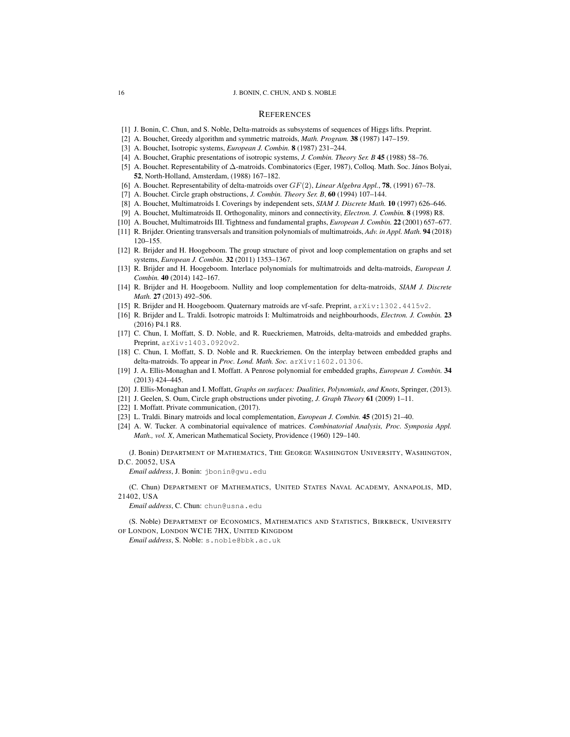## REFERENCES

[1] J. Bonin, C. Chun, and S. Noble, Delta-matroids as subsystems of sequences of Higgs lifts. Preprint.

[2] A. Bouchet, Greedy algorithm and symmetric matroids, *Math. Program.* **38** (1987) 147–159.

[3] A. Bouchet, Isotropic systems, *European J. Combin.* **8** (1987) 231–244.

[4] A. Bouchet, Graphic presentations of isotropic systems, *J. Combin. Theory Ser. B* **45** (1988) 58–76.

[5] A. Bouchet. Representability of $\Delta$-matroids. Combinatorics (Eger, 1987), Colloq. Math. Soc. János Bolyai, **52**, North-Holland, Amsterdam, (1988) 167–182.

[6] A. Bouchet. Representability of delta-matroids over $GF(2)$, *Linear Algebra Appl.*, **78**, (1991) 67–78.

[7] A. Bouchet. Circle graph obstructions, *J. Combin. Theory Ser. B*, **60** (1994) 107–144.

[8] A. Bouchet, Multimatroids I. Coverings by independent sets, *SIAM J. Discrete Math.* **10** (1997) 626–646.

[9] A. Bouchet, Multimatroids II. Orthogonality, minors and connectivity, *Electron. J. Combin.* **8** (1998) R8.

[10] A. Bouchet, Multimatroids III. Tightness and fundamental graphs, *European J. Combin.* **22** (2001) 657–677.

[11] R. Brijder. Orienting transversals and transition polynomials of multimatroids, *Adv. in Appl. Math.* **94** (2018) 120–155.

[12] R. Brijder and H. Hoogeboom. The group structure of pivot and loop complementation on graphs and set systems, *European J. Combin.* **32** (2011) 1353–1367.

[13] R. Brijder and H. Hoogeboom. Interlace polynomials for multimatroids and delta-matroids, *European J. Combin.* **40** (2014) 142–167.

[14] R. Brijder and H. Hoogeboom. Nullity and loop complementation for delta-matroids, *SIAM J. Discrete Math.* **27** (2013) 492–506.

[15] R. Brijder and H. Hoogeboom. Quaternary matroids are vf-safe. Preprint, arXiv:1302.4415v2.

[16] R. Brijder and L. Traldi. Isotropic matroids I: Multimatroids and neighbourhoods, *Electron. J. Combin.* **23** (2016) P4.1 R8.

[17] C. Chun, I. Moffatt, S. D. Noble, and R. Rueckriemen, Matroids, delta-matroids and embedded graphs. Preprint, arXiv:1403.0920v2.

[18] C. Chun, I. Moffatt, S. D. Noble and R. Rueckriemen. On the interplay between embedded graphs and delta-matroids. To appear in *Proc. Lond. Math. Soc.* arXiv:1602.01306.

[19] J. A. Ellis-Monaghan and I. Moffatt. A Penrose polynomial for embedded graphs, *European J. Combin.* **34** (2013) 424–445.

[20] J. Ellis-Monaghan and I. Moffatt, *Graphs on surfaces: Dualities, Polynomials, and Knots*, Springer, (2013).

[21] J. Geelen, S. Oum, Circle graph obstructions under pivoting, *J. Graph Theory* **61** (2009) 1–11.

[22] I. Moffatt. Private communication, (2017).

[23] L. Traldi. Binary matroids and local complementation, *European J. Combin.* **45** (2015) 21–40.

[24] A. W. Tucker. A combinatorial equivalence of matrices. *Combinatorial Analysis, Proc. Symposia Appl. Math., vol. X*, American Mathematical Society, Providence (1960) 129–140.

(J. Bonin) DEPARTMENT OF MATHEMATICS, THE GEORGE WASHINGTON UNIVERSITY, WASHINGTON, D.C. 20052, USA

*Email address*, J. Bonin: jbonin@gwu.edu

(C. Chun) DEPARTMENT OF MATHEMATICS, UNITED STATES NAVAL ACADEMY, ANNAPOLIS, MD, 21402, USA

*Email address*, C. Chun: chun@usna.edu

(S. Noble) DEPARTMENT OF ECONOMICS, MATHEMATICS AND STATISTICS, BIRKBECK, UNIVERSITY OF LONDON, LONDON WC1E 7HX, UNITED KINGDOM

*Email address*, S. Noble: s.noble@bbk.ac.uk